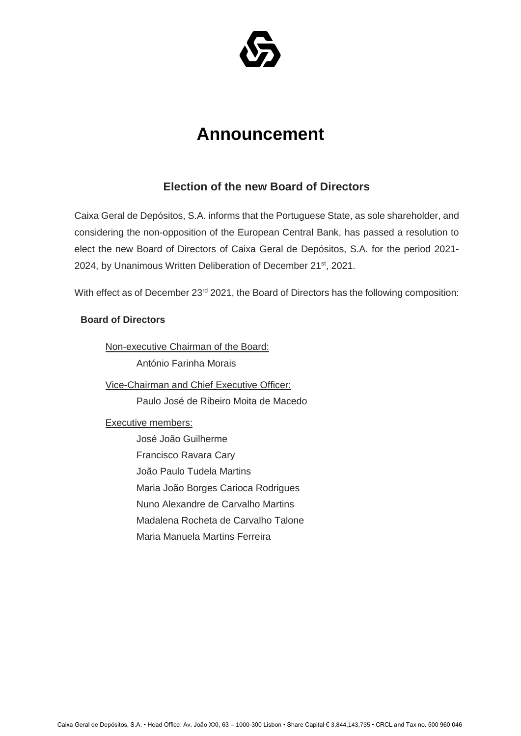# Announcement

## Election of the new Board of Directors

Caixa Geral de Depósitos, S.A. informs that the Portuguese State, as sole shareholder, and considering the non-opposition of the European Central Bank, has passed a resolution to elect the new Board of Directors of Caixa Geral de Depósitos, S.A. for the period 2021-2024, by Unanimous Written Deliberation of December 21st, 2021.

With effect as of December 23rd 2021, the Board of Directors has the following composition:

**Board of Directors**

Non-executive Chairman of the Board:

António Farinha Morais

Vice-Chairman and Chief Executive Officer:

Paulo José de Ribeiro Moita de Macedo

Executive members:

José João Guilherme
Francisco Ravara Cary
João Paulo Tudela Martins
Maria João Borges Carioca Rodrigues
Nuno Alexandre de Carvalho Martins
Madalena Rocheta de Carvalho Talone
Maria Manuela Martins Ferreira

Caixa Geral de Depósitos, S.A. • Head Office: Av. João XXI, 63 – 1000-300 Lisbon • Share Capital € 3,844,143,735 • CRCL and Tax no. 500 960 046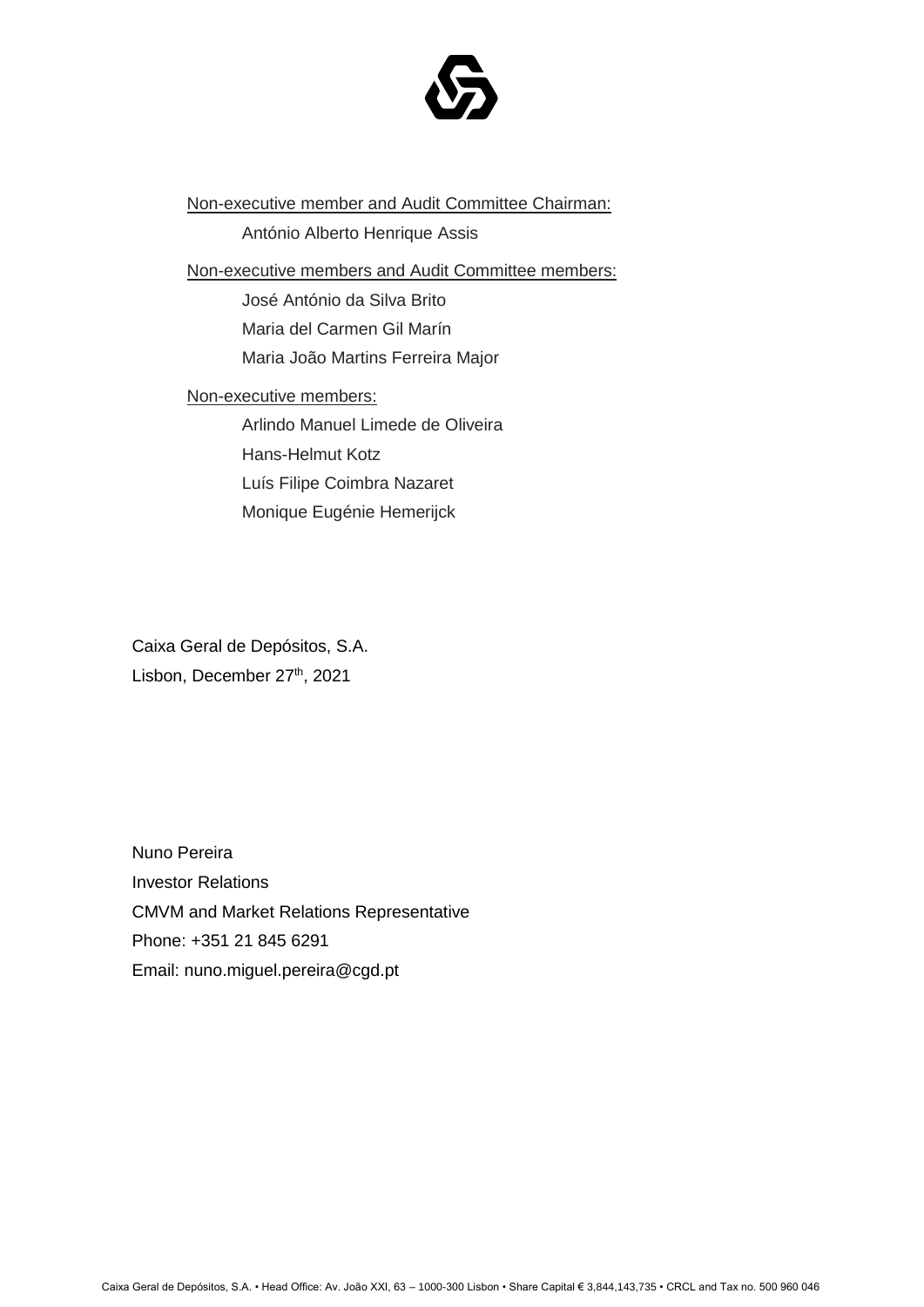Non-executive member and Audit Committee Chairman:

António Alberto Henrique Assis

Non-executive members and Audit Committee members:

José António da Silva Brito

Maria del Carmen Gil Marín

Maria João Martins Ferreira Major

Non-executive members:

Arlindo Manuel Limede de Oliveira

Hans-Helmut Kotz

Luís Filipe Coimbra Nazaret

Monique Eugénie Hemerijck

Caixa Geral de Depósitos, S.A.

Lisbon, December 27th, 2021

Nuno Pereira

Investor Relations

CMVM and Market Relations Representative

Phone: +351 21 845 6291

Email: nuno.miguel.pereira@cgd.pt

Caixa Geral de Depósitos, S.A. • Head Office: Av. João XXI, 63 – 1000-300 Lisbon • Share Capital € 3,844,143,735 • CRCL and Tax no. 500 960 046